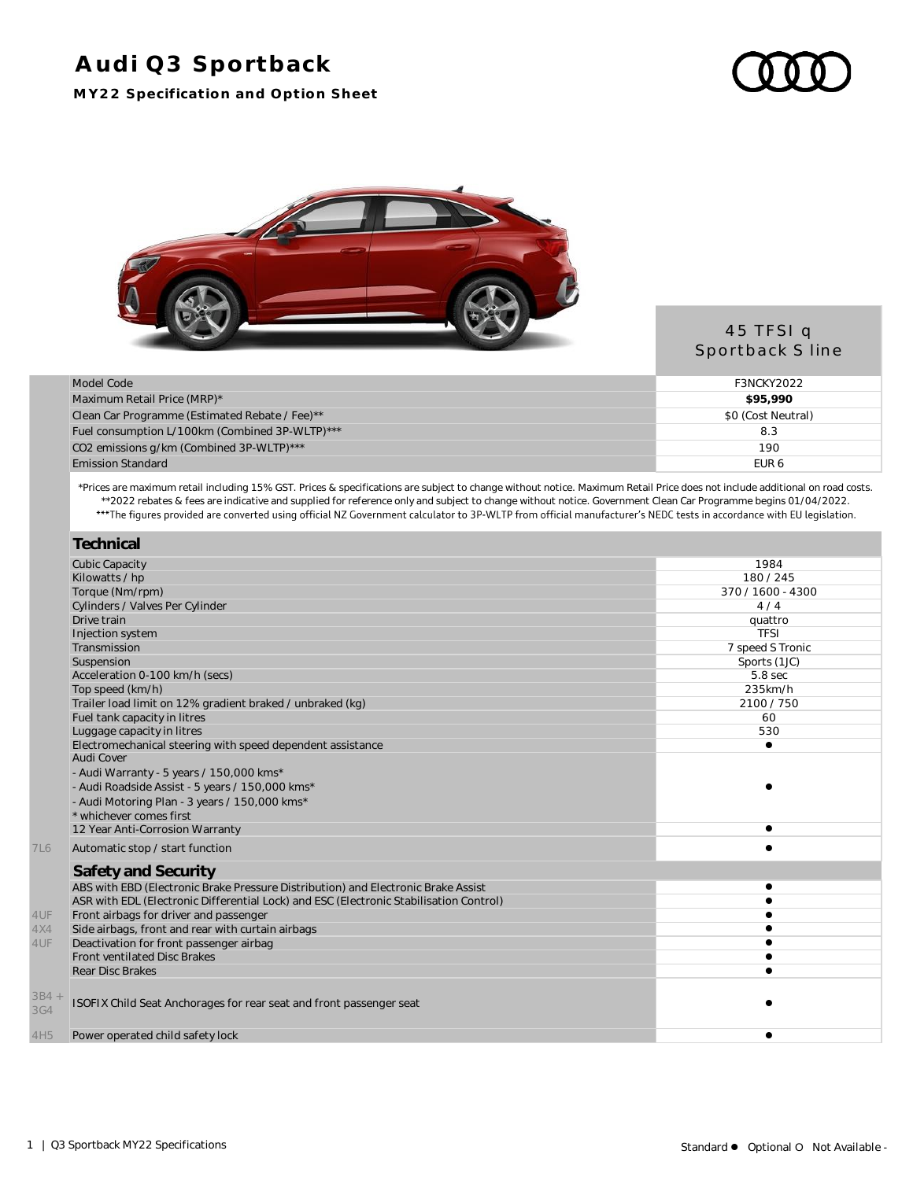# Audi Q3 Sportback

## MY22 Specification and Option Sheet

| | | 45 TFSI q Sportback S line |
|---|---|---|
| | Model Code | F3NCKY2022 |
| | Maximum Retail Price (MRP)* | **$95,990** |
| | Clean Car Programme (Estimated Rebate / Fee)** | $0 (Cost Neutral) |
| | Fuel consumption L/100km (Combined 3P-WLTP)*** | 8.3 |
| | CO2 emissions g/km (Combined 3P-WLTP)*** | 190 |
| | Emission Standard | EUR 6 |

*Prices are maximum retail including 15% GST. Prices & specifications are subject to change without notice. Maximum Retail Price does not include additional on road costs.
**2022 rebates & fees are indicative and supplied for reference only and subject to change without notice. Government Clean Car Programme begins 01/04/2022.
***The figures provided are converted using official NZ Government calculator to 3P-WLTP from official manufacturer's NEDC tests in accordance with EU legislation.

| | **Technical** | |
|---|---|---|
| | Cubic Capacity | 1984 |
| | Kilowatts / hp | 180 / 245 |
| | Torque (Nm/rpm) | 370 / 1600 - 4300 |
| | Cylinders / Valves Per Cylinder | 4 / 4 |
| | Drive train | quattro |
| | Injection system | TFSI |
| | Transmission | 7 speed S Tronic |
| | Suspension | Sports (1JC) |
| | Acceleration 0-100 km/h (secs) | 5.8 sec |
| | Top speed (km/h) | 235km/h |
| | Trailer load limit on 12% gradient braked / unbraked (kg) | 2100 / 750 |
| | Fuel tank capacity in litres | 60 |
| | Luggage capacity in litres | 530 |
| | Electromechanical steering with speed dependent assistance | ● |
| | Audi Cover<br>- Audi Warranty - 5 years / 150,000 kms*<br>- Audi Roadside Assist - 5 years / 150,000 kms*<br>- Audi Motoring Plan - 3 years / 150,000 kms*<br>* whichever comes first | ● |
| | 12 Year Anti-Corrosion Warranty | ● |
| 7L6 | Automatic stop / start function | ● |
| | **Safety and Security** | |
| | ABS with EBD (Electronic Brake Pressure Distribution) and Electronic Brake Assist | ● |
| | ASR with EDL (Electronic Differential Lock) and ESC (Electronic Stabilisation Control) | ● |
| 4UF | Front airbags for driver and passenger | ● |
| 4X4 | Side airbags, front and rear with curtain airbags | ● |
| 4UF | Deactivation for front passenger airbag | ● |
| | Front ventilated Disc Brakes | ● |
| | Rear Disc Brakes | ● |
| 3B4 + 3G4 | ISOFIX Child Seat Anchorages for rear seat and front passenger seat | ● |
| 4H5 | Power operated child safety lock | ● |

Standard ● Optional O Not Available -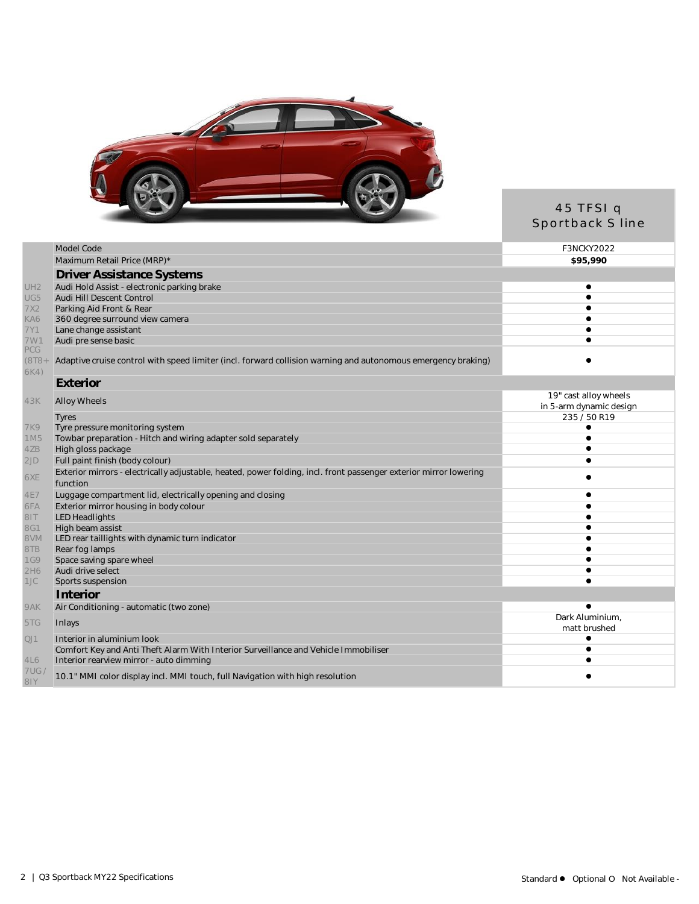| Code | Feature | 45 TFSI q Sportback S line |
|---|---|---|
| | Model Code | F3NCKY2022 |
| | Maximum Retail Price (MRP)* | **$95,990** |
| | **Driver Assistance Systems** | |
| UH2 | Audi Hold Assist - electronic parking brake | ● |
| UG5 | Audi Hill Descent Control | ● |
| 7X2 | Parking Aid Front & Rear | ● |
| KA6 | 360 degree surround view camera | ● |
| 7Y1 | Lane change assistant | ● |
| 7W1 | Audi pre sense basic | ● |
| PCG (8T8+ 6K4) | Adaptive cruise control with speed limiter (incl. forward collision warning and autonomous emergency braking) | ● |
| | **Exterior** | |
| 43K | Alloy Wheels | 19" cast alloy wheels in 5-arm dynamic design |
| | Tyres | 235 / 50 R19 |
| 7K9 | Tyre pressure monitoring system | ● |
| 1M5 | Towbar preparation - Hitch and wiring adapter sold separately | ● |
| 4ZB | High gloss package | ● |
| 2JD | Full paint finish (body colour) | ● |
| 6XE | Exterior mirrors - electrically adjustable, heated, power folding, incl. front passenger exterior mirror lowering function | ● |
| 4E7 | Luggage compartment lid, electrically opening and closing | ● |
| 6FA | Exterior mirror housing in body colour | ● |
| 8IT | LED Headlights | ● |
| 8G1 | High beam assist | ● |
| 8VM | LED rear taillights with dynamic turn indicator | ● |
| 8TB | Rear fog lamps | ● |
| 1G9 | Space saving spare wheel | ● |
| 2H6 | Audi drive select | ● |
| 1JC | Sports suspension | ● |
| | **Interior** | |
| 9AK | Air Conditioning - automatic (two zone) | ● |
| 5TG | Inlays | Dark Aluminium, matt brushed |
| QJ1 | Interior in aluminium look | ● |
| | Comfort Key and Anti Theft Alarm With Interior Surveillance and Vehicle Immobiliser | ● |
| 4L6 | Interior rearview mirror - auto dimming | ● |
| 7UG / 8IY | 10.1" MMI color display incl. MMI touch, full Navigation with high resolution | ● |

Standard ● Optional O Not Available -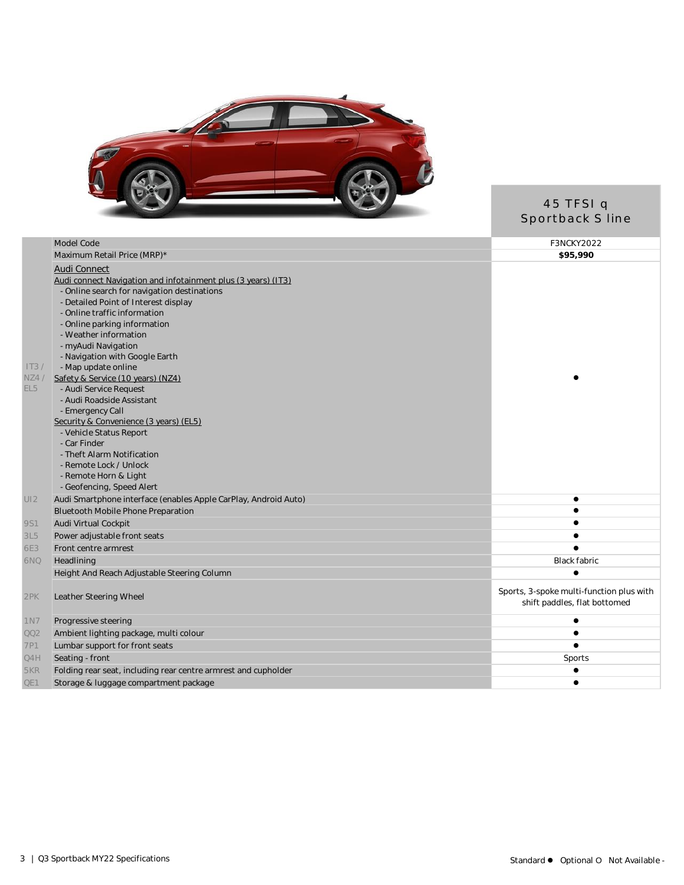| | | 45 TFSI q Sportback S line |
|---|---|---|
| | Model Code | F3NCKY2022 |
| | Maximum Retail Price (MRP)* | **$95,990** |
| IT3 / NZ4 / EL5 | Audi Connect<br>Audi connect Navigation and infotainment plus (3 years) (IT3)<br>- Online search for navigation destinations<br>- Detailed Point of Interest display<br>- Online traffic information<br>- Online parking information<br>- Weather information<br>- myAudi Navigation<br>- Navigation with Google Earth<br>- Map update online<br>Safety & Service (10 years) (NZ4)<br>- Audi Service Request<br>- Audi Roadside Assistant<br>- Emergency Call<br>Security & Convenience (3 years) (EL5)<br>- Vehicle Status Report<br>- Car Finder<br>- Theft Alarm Notification<br>- Remote Lock / Unlock<br>- Remote Horn & Light<br>- Geofencing, Speed Alert | ● |
| UI2 | Audi Smartphone interface (enables Apple CarPlay, Android Auto) | ● |
| | Bluetooth Mobile Phone Preparation | ● |
| 9S1 | Audi Virtual Cockpit | ● |
| 3L5 | Power adjustable front seats | ● |
| 6E3 | Front centre armrest | ● |
| 6NQ | Headlining | Black fabric |
| | Height And Reach Adjustable Steering Column | ● |
| 2PK | Leather Steering Wheel | Sports, 3-spoke multi-function plus with shift paddles, flat bottomed |
| 1N7 | Progressive steering | ● |
| QQ2 | Ambient lighting package, multi colour | ● |
| 7P1 | Lumbar support for front seats | ● |
| Q4H | Seating - front | Sports |
| 5KR | Folding rear seat, including rear centre armrest and cupholder | ● |
| QE1 | Storage & luggage compartment package | ● |

Standard ● Optional O Not Available -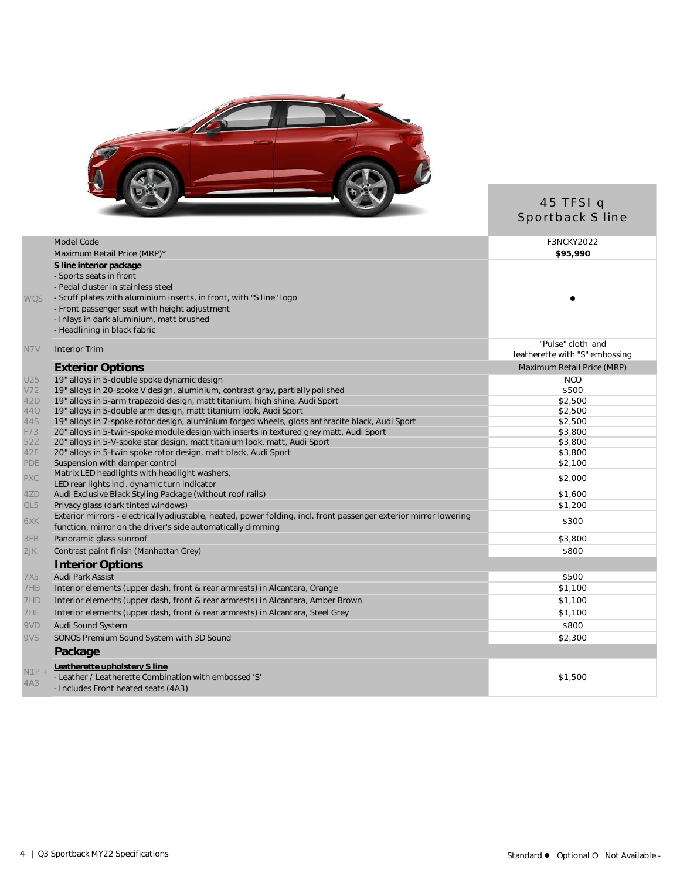| | | 45 TFSI q Sportback S line |
|---|---|---|
| | Model Code | F3NCKY2022 |
| | Maximum Retail Price (MRP)* | **$95,990** |
| WQS | **S line interior package**<br>- Sports seats in front<br>- Pedal cluster in stainless steel<br>- Scuff plates with aluminium inserts, in front, with "S line" logo<br>- Front passenger seat with height adjustment<br>- Inlays in dark aluminium, matt brushed<br>- Headlining in black fabric | ● |
| N7V | Interior Trim | "Pulse" cloth and leatherette with "S" embossing |
| | **Exterior Options** | Maximum Retail Price (MRP) |
| U25 | 19" alloys in 5-double spoke dynamic design | NCO |
| V72 | 19" alloys in 20-spoke V design, aluminium, contrast gray, partially polished | $500 |
| 42D | 19" alloys in 5-arm trapezoid design, matt titanium, high shine, Audi Sport | $2,500 |
| 44Q | 19" alloys in 5-double arm design, matt titanium look, Audi Sport | $2,500 |
| 44S | 19" alloys in 7-spoke rotor design, aluminium forged wheels, gloss anthracite black, Audi Sport | $2,500 |
| F73 | 20" alloys in 5-twin-spoke module design with inserts in textured grey matt, Audi Sport | $3,800 |
| 52Z | 20" alloys in 5-V-spoke star design, matt titanium look, matt, Audi Sport | $3,800 |
| 42F | 20" alloys in 5-twin spoke rotor design, matt black, Audi Sport | $3,800 |
| PDE | Suspension with damper control | $2,100 |
| PXC | Matrix LED headlights with headlight washers,<br>LED rear lights incl. dynamic turn indicator | $2,000 |
| 4ZD | Audi Exclusive Black Styling Package (without roof rails) | $1,600 |
| QL5 | Privacy glass (dark tinted windows) | $1,200 |
| 6XK | Exterior mirrors - electrically adjustable, heated, power folding, incl. front passenger exterior mirror lowering function, mirror on the driver's side automatically dimming | $300 |
| 3FB | Panoramic glass sunroof | $3,800 |
| 2JK | Contrast paint finish (Manhattan Grey) | $800 |
| | **Interior Options** | |
| 7X5 | Audi Park Assist | $500 |
| 7HB | Interior elements (upper dash, front & rear armrests) in Alcantara, Orange | $1,100 |
| 7HD | Interior elements (upper dash, front & rear armrests) in Alcantara, Amber Brown | $1,100 |
| 7HE | Interior elements (upper dash, front & rear armrests) in Alcantara, Steel Grey | $1,100 |
| 9VD | Audi Sound System | $800 |
| 9VS | SONOS Premium Sound System with 3D Sound | $2,300 |
| | **Package** | |
| N1P + 4A3 | **Leatherette upholstery S line**<br>- Leather / Leatherette Combination with embossed 'S'<br>- Includes Front heated seats (4A3) | $1,500 |

Standard ● Optional O Not Available -